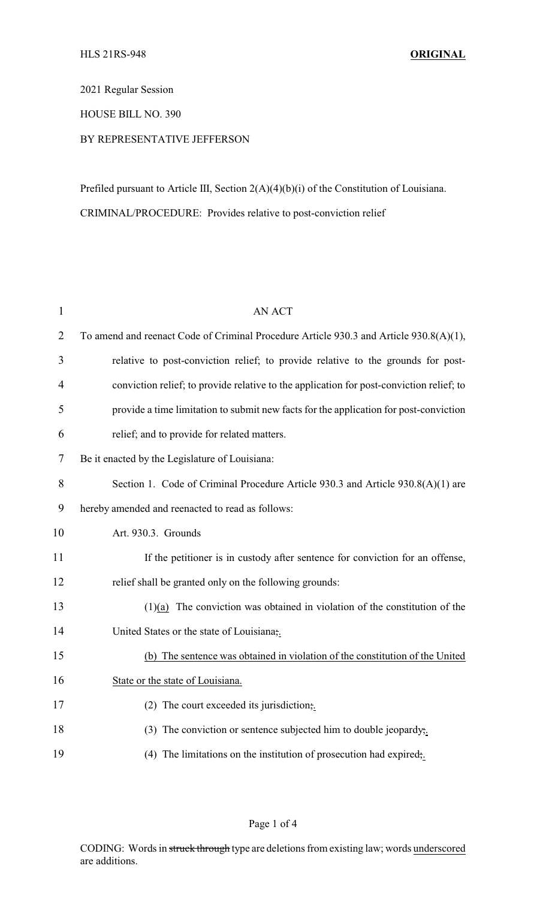2021 Regular Session

HOUSE BILL NO. 390

BY REPRESENTATIVE JEFFERSON

Prefiled pursuant to Article III, Section 2(A)(4)(b)(i) of the Constitution of Louisiana.

CRIMINAL/PROCEDURE: Provides relative to post-conviction relief

AN ACT

To amend and reenact Code of Criminal Procedure Article 930.3 and Article 930.8(A)(1), relative to post-conviction relief; to provide relative to the grounds for post-conviction relief; to provide relative to the application for post-conviction relief; to provide a time limitation to submit new facts for the application for post-conviction relief; and to provide for related matters.

Be it enacted by the Legislature of Louisiana:

Section 1. Code of Criminal Procedure Article 930.3 and Article 930.8(A)(1) are hereby amended and reenacted to read as follows:

Art. 930.3. Grounds

If the petitioner is in custody after sentence for conviction for an offense, relief shall be granted only on the following grounds:

(1)<u>(a)</u> The conviction was obtained in violation of the constitution of the United States or the state of Louisiana~~;~~<u>.</u>

<u>(b) The sentence was obtained in violation of the constitution of the United State or the state of Louisiana.</u>

(2) The court exceeded its jurisdiction~~;~~<u>.</u>

(3) The conviction or sentence subjected him to double jeopardy~~;~~<u>.</u>

(4) The limitations on the institution of prosecution had expired~~;~~<u>.</u>

CODING: Words in ~~struck through~~ type are deletions from existing law; words <u>underscored</u> are additions.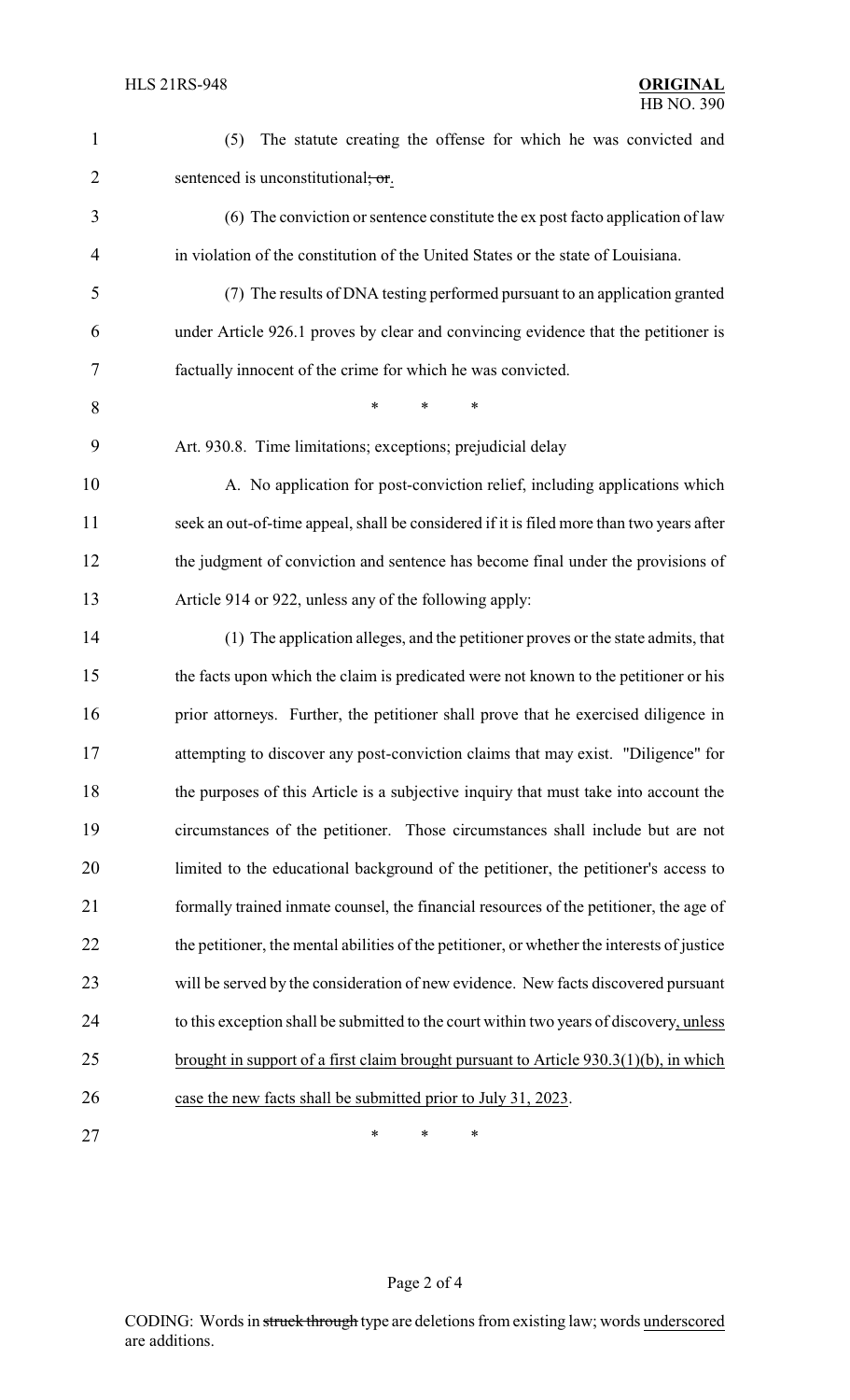(5) The statute creating the offense for which he was convicted and sentenced is unconstitutional~~; or~~.

(6) The conviction or sentence constitute the ex post facto application of law in violation of the constitution of the United States or the state of Louisiana.

(7) The results of DNA testing performed pursuant to an application granted under Article 926.1 proves by clear and convincing evidence that the petitioner is factually innocent of the crime for which he was convicted.

\* \* \*

Art. 930.8. Time limitations; exceptions; prejudicial delay

A. No application for post-conviction relief, including applications which seek an out-of-time appeal, shall be considered if it is filed more than two years after the judgment of conviction and sentence has become final under the provisions of Article 914 or 922, unless any of the following apply:

(1) The application alleges, and the petitioner proves or the state admits, that the facts upon which the claim is predicated were not known to the petitioner or his prior attorneys. Further, the petitioner shall prove that he exercised diligence in attempting to discover any post-conviction claims that may exist. "Diligence" for the purposes of this Article is a subjective inquiry that must take into account the circumstances of the petitioner. Those circumstances shall include but are not limited to the educational background of the petitioner, the petitioner's access to formally trained inmate counsel, the financial resources of the petitioner, the age of the petitioner, the mental abilities of the petitioner, or whether the interests of justice will be served by the consideration of new evidence. New facts discovered pursuant to this exception shall be submitted to the court within two years of discovery<u>, unless brought in support of a first claim brought pursuant to Article 930.3(1)(b), in which case the new facts shall be submitted prior to July 31, 2023</u>.

\* \* \*

CODING: Words in ~~struck through~~ type are deletions from existing law; words <u>underscored</u> are additions.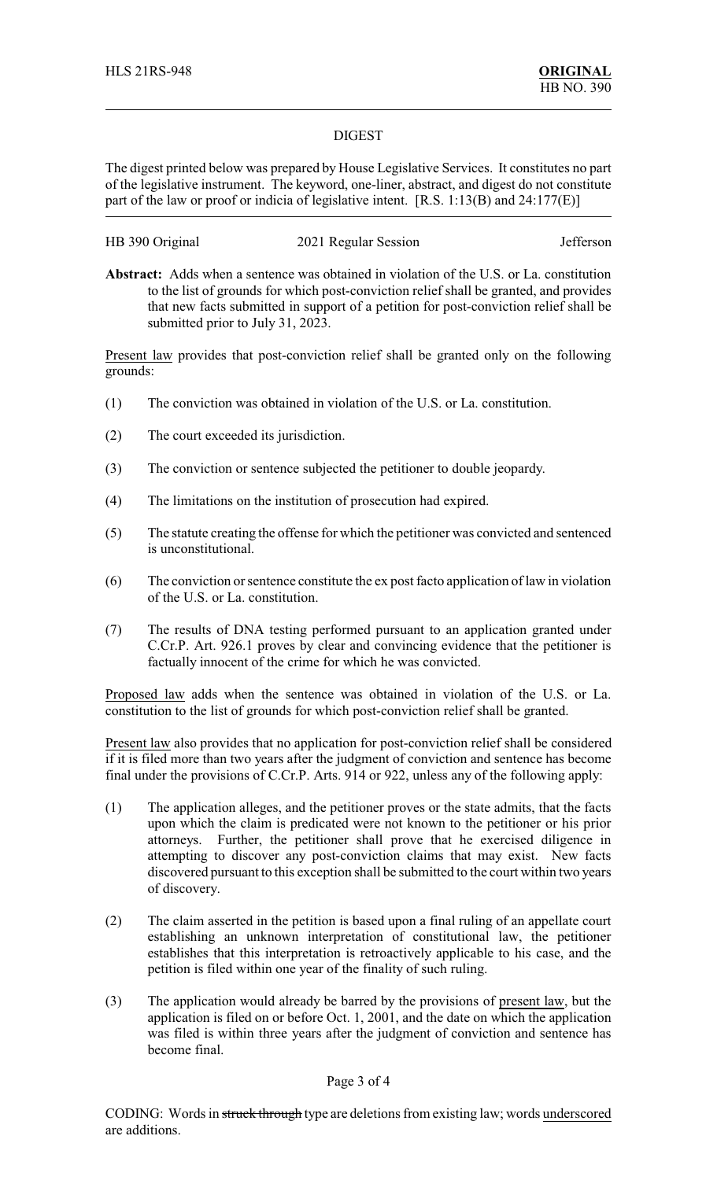## DIGEST

The digest printed below was prepared by House Legislative Services. It constitutes no part of the legislative instrument. The keyword, one-liner, abstract, and digest do not constitute part of the law or proof or indicia of legislative intent. [R.S. 1:13(B) and 24:177(E)]

HB 390 Original | 2021 Regular Session | Jefferson

**Abstract:** Adds when a sentence was obtained in violation of the U.S. or La. constitution to the list of grounds for which post-conviction relief shall be granted, and provides that new facts submitted in support of a petition for post-conviction relief shall be submitted prior to July 31, 2023.

Present law provides that post-conviction relief shall be granted only on the following grounds:

(1) The conviction was obtained in violation of the U.S. or La. constitution.

(2) The court exceeded its jurisdiction.

(3) The conviction or sentence subjected the petitioner to double jeopardy.

(4) The limitations on the institution of prosecution had expired.

(5) The statute creating the offense for which the petitioner was convicted and sentenced is unconstitutional.

(6) The conviction or sentence constitute the ex post facto application of law in violation of the U.S. or La. constitution.

(7) The results of DNA testing performed pursuant to an application granted under C.Cr.P. Art. 926.1 proves by clear and convincing evidence that the petitioner is factually innocent of the crime for which he was convicted.

Proposed law adds when the sentence was obtained in violation of the U.S. or La. constitution to the list of grounds for which post-conviction relief shall be granted.

Present law also provides that no application for post-conviction relief shall be considered if it is filed more than two years after the judgment of conviction and sentence has become final under the provisions of C.Cr.P. Arts. 914 or 922, unless any of the following apply:

(1) The application alleges, and the petitioner proves or the state admits, that the facts upon which the claim is predicated were not known to the petitioner or his prior attorneys. Further, the petitioner shall prove that he exercised diligence in attempting to discover any post-conviction claims that may exist. New facts discovered pursuant to this exception shall be submitted to the court within two years of discovery.

(2) The claim asserted in the petition is based upon a final ruling of an appellate court establishing an unknown interpretation of constitutional law, the petitioner establishes that this interpretation is retroactively applicable to his case, and the petition is filed within one year of the finality of such ruling.

(3) The application would already be barred by the provisions of present law, but the application is filed on or before Oct. 1, 2001, and the date on which the application was filed is within three years after the judgment of conviction and sentence has become final.

CODING: Words in ~~struck through~~ type are deletions from existing law; words underscored are additions.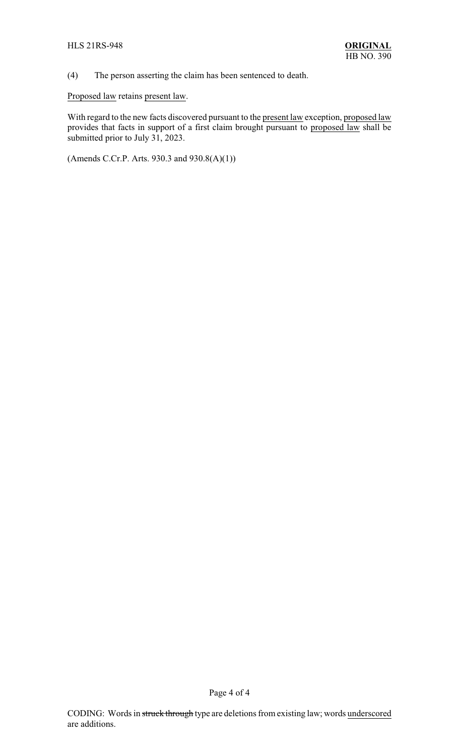(4) The person asserting the claim has been sentenced to death.

Proposed law retains present law.

With regard to the new facts discovered pursuant to the present law exception, proposed law provides that facts in support of a first claim brought pursuant to proposed law shall be submitted prior to July 31, 2023.

(Amends C.Cr.P. Arts. 930.3 and 930.8(A)(1))